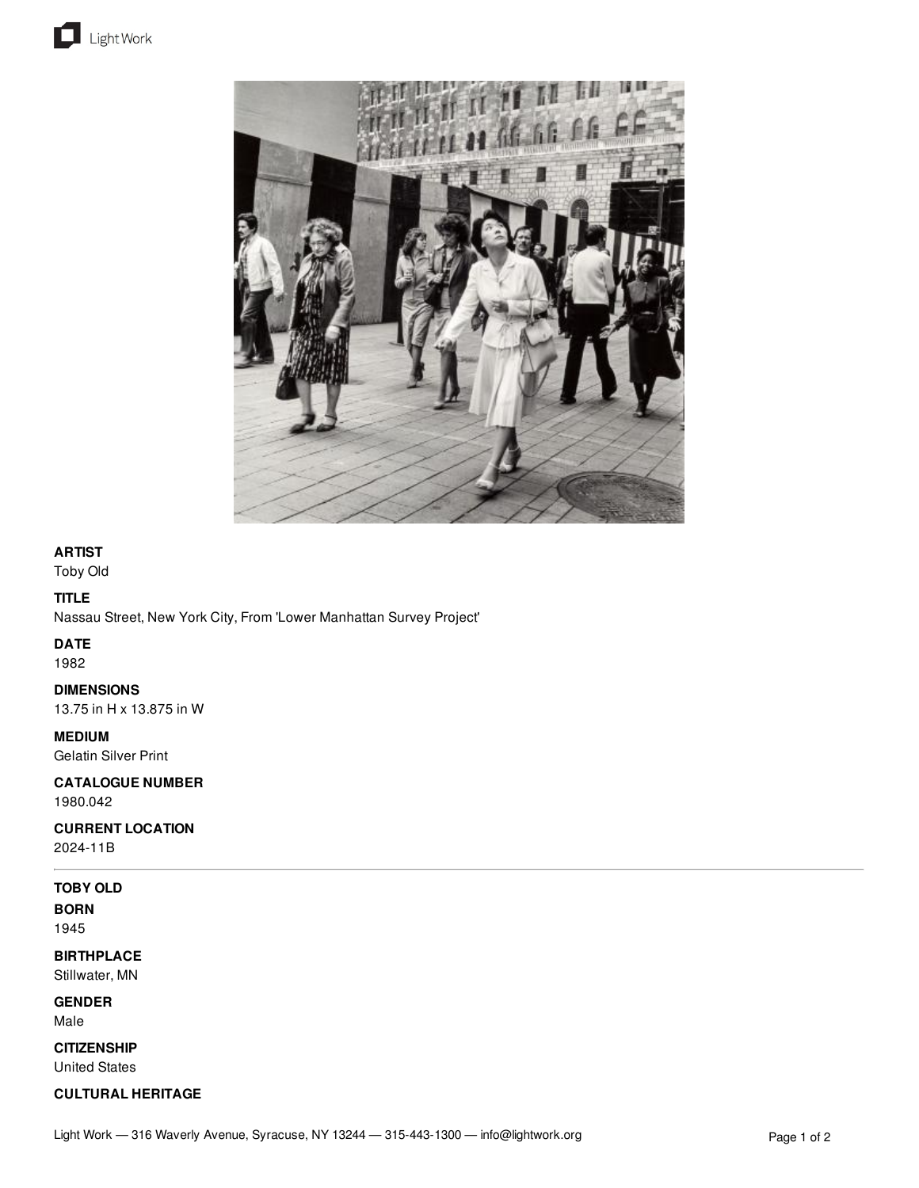**ARTIST**
Toby Old

**TITLE**
Nassau Street, New York City, From 'Lower Manhattan Survey Project'

**DATE**
1982

**DIMENSIONS**
13.75 in H x 13.875 in W

**MEDIUM**
Gelatin Silver Print

**CATALOGUE NUMBER**
1980.042

**CURRENT LOCATION**
2024-11B

---

**TOBY OLD**

**BORN**
1945

**BIRTHPLACE**
Stillwater, MN

**GENDER**
Male

**CITIZENSHIP**
United States

**CULTURAL HERITAGE**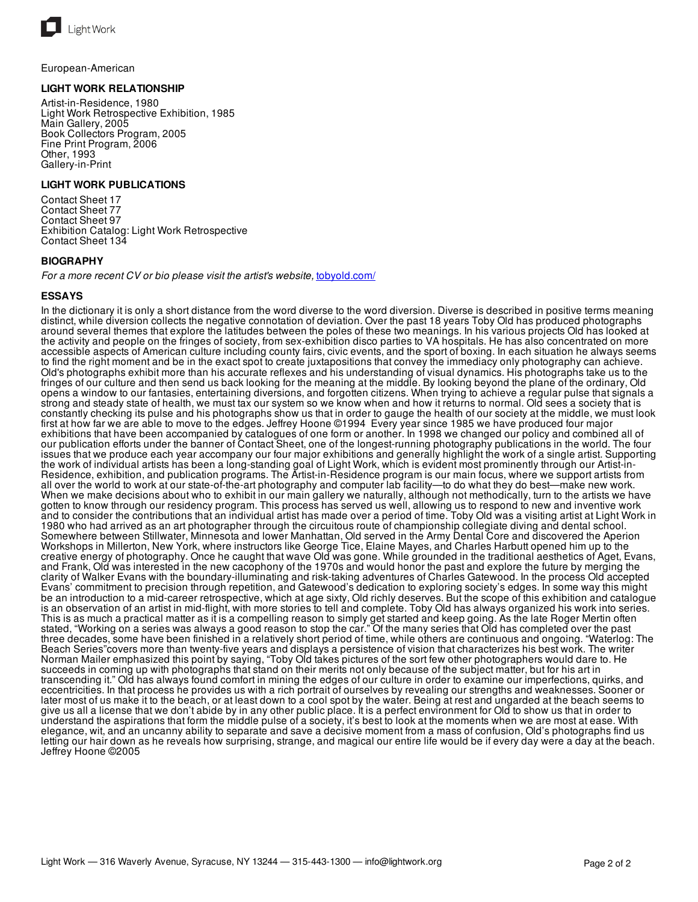European-American

**LIGHT WORK RELATIONSHIP**

Artist-in-Residence, 1980
Light Work Retrospective Exhibition, 1985
Main Gallery, 2005
Book Collectors Program, 2005
Fine Print Program, 2006
Other, 1993
Gallery-in-Print

**LIGHT WORK PUBLICATIONS**

Contact Sheet 17
Contact Sheet 77
Contact Sheet 97
Exhibition Catalog: Light Work Retrospective
Contact Sheet 134

**BIOGRAPHY**

*For a more recent CV or bio please visit the artist's website,* [tobyold.com/](tobyold.com/)

**ESSAYS**

In the dictionary it is only a short distance from the word diverse to the word diversion. Diverse is described in positive terms meaning distinct, while diversion collects the negative connotation of deviation. Over the past 18 years Toby Old has produced photographs around several themes that explore the latitudes between the poles of these two meanings. In his various projects Old has looked at the activity and people on the fringes of society, from sex-exhibition disco parties to VA hospitals. He has also concentrated on more accessible aspects of American culture including county fairs, civic events, and the sport of boxing. In each situation he always seems to find the right moment and be in the exact spot to create juxtapositions that convey the immediacy only photography can achieve. Old's photographs exhibit more than his accurate reflexes and his understanding of visual dynamics. His photographs take us to the fringes of our culture and then send us back looking for the meaning at the middle. By looking beyond the plane of the ordinary, Old opens a window to our fantasies, entertaining diversions, and forgotten citizens. When trying to achieve a regular pulse that signals a strong and steady state of health, we must tax our system so we know when and how it returns to normal. Old sees a society that is constantly checking its pulse and his photographs show us that in order to gauge the health of our society at the middle, we must look first at how far we are able to move to the edges. Jeffrey Hoone ©1994 Every year since 1985 we have produced four major exhibitions that have been accompanied by catalogues of one form or another. In 1998 we changed our policy and combined all of our publication efforts under the banner of Contact Sheet, one of the longest-running photography publications in the world. The four issues that we produce each year accompany our four major exhibitions and generally highlight the work of a single artist. Supporting the work of individual artists has been a long-standing goal of Light Work, which is evident most prominently through our Artist-in-Residence, exhibition, and publication programs. The Artist-in-Residence program is our main focus, where we support artists from all over the world to work at our state-of-the-art photography and computer lab facility—to do what they do best—make new work. When we make decisions about who to exhibit in our main gallery we naturally, although not methodically, turn to the artists we have gotten to know through our residency program. This process has served us well, allowing us to respond to new and inventive work and to consider the contributions that an individual artist has made over a period of time. Toby Old was a visiting artist at Light Work in 1980 who had arrived as an art photographer through the circuitous route of championship collegiate diving and dental school. Somewhere between Stillwater, Minnesota and lower Manhattan, Old served in the Army Dental Core and discovered the Aperion Workshops in Millerton, New York, where instructors like George Tice, Elaine Mayes, and Charles Harbutt opened him up to the creative energy of photography. Once he caught that wave Old was gone. While grounded in the traditional aesthetics of Aget, Evans, and Frank, Old was interested in the new cacophony of the 1970s and would honor the past and explore the future by merging the clarity of Walker Evans with the boundary-illuminating and risk-taking adventures of Charles Gatewood. In the process Old accepted Evans' commitment to precision through repetition, and Gatewood's dedication to exploring society's edges. In some way this might be an introduction to a mid-career retrospective, which at age sixty, Old richly deserves. But the scope of this exhibition and catalogue is an observation of an artist in mid-flight, with more stories to tell and complete. Toby Old has always organized his work into series. This is as much a practical matter as it is a compelling reason to simply get started and keep going. As the late Roger Mertin often stated, "Working on a series was always a good reason to stop the car." Of the many series that Old has completed over the past three decades, some have been finished in a relatively short period of time, while others are continuous and ongoing. "Waterlog: The Beach Series"covers more than twenty-five years and displays a persistence of vision that characterizes his best work. The writer Norman Mailer emphasized this point by saying, "Toby Old takes pictures of the sort few other photographers would dare to. He succeeds in coming up with photographs that stand on their merits not only because of the subject matter, but for his art in transcending it." Old has always found comfort in mining the edges of our culture in order to examine our imperfections, quirks, and eccentricities. In that process he provides us with a rich portrait of ourselves by revealing our strengths and weaknesses. Sooner or later most of us make it to the beach, or at least down to a cool spot by the water. Being at rest and ungarded at the beach seems to give us all a license that we don't abide by in any other public place. It is a perfect environment for Old to show us that in order to understand the aspirations that form the middle pulse of a society, it's best to look at the moments when we are most at ease. With elegance, wit, and an uncanny ability to separate and save a decisive moment from a mass of confusion, Old's photographs find us letting our hair down as he reveals how surprising, strange, and magical our entire life would be if every day were a day at the beach. Jeffrey Hoone ©2005